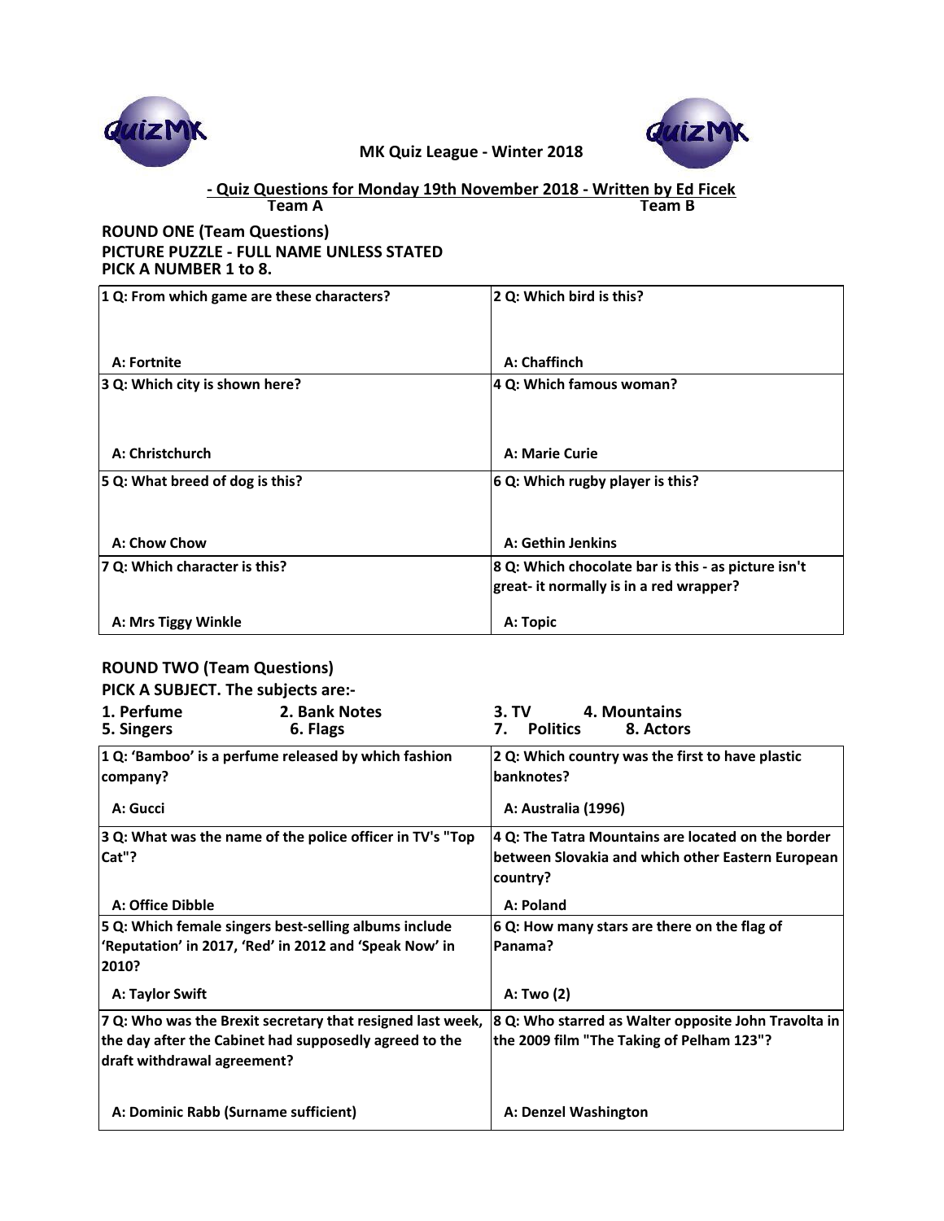MK Quiz League - Winter 2018

**- Quiz Questions for Monday 19th November 2018 - Written by Ed Ficek**

**Team A** | **Team B**

## ROUND ONE (Team Questions)

**PICTURE PUZZLE - FULL NAME UNLESS STATED**
**PICK A NUMBER 1 to 8.**

| Team A | Team B |
|---|---|
| **1 Q: From which game are these characters?**<br><br>**A: Fortnite** | **2 Q: Which bird is this?**<br><br>**A: Chaffinch** |
| **3 Q: Which city is shown here?**<br><br>**A: Christchurch** | **4 Q: Which famous woman?**<br><br>**A: Marie Curie** |
| **5 Q: What breed of dog is this?**<br><br>**A: Chow Chow** | **6 Q: Which rugby player is this?**<br><br>**A: Gethin Jenkins** |
| **7 Q: Which character is this?**<br><br>**A: Mrs Tiggy Winkle** | **8 Q: Which chocolate bar is this - as picture isn't great- it normally is in a red wrapper?**<br><br>**A: Topic** |

## ROUND TWO (Team Questions)

**PICK A SUBJECT. The subjects are:-**

| | | | |
|---|---|---|---|
| **1. Perfume** | **2. Bank Notes** | **3. TV** | **4. Mountains** |
| **5. Singers** | **6. Flags** | **7. Politics** | **8. Actors** |

| Team A | Team B |
|---|---|
| **1 Q: 'Bamboo' is a perfume released by which fashion company?**<br><br>**A: Gucci** | **2 Q: Which country was the first to have plastic banknotes?**<br><br>**A: Australia (1996)** |
| **3 Q: What was the name of the police officer in TV's "Top Cat"?**<br><br>**A: Office Dibble** | **4 Q: The Tatra Mountains are located on the border between Slovakia and which other Eastern European country?**<br><br>**A: Poland** |
| **5 Q: Which female singers best-selling albums include 'Reputation' in 2017, 'Red' in 2012 and 'Speak Now' in 2010?**<br><br>**A: Taylor Swift** | **6 Q: How many stars are there on the flag of Panama?**<br><br>**A: Two (2)** |
| **7 Q: Who was the Brexit secretary that resigned last week, the day after the Cabinet had supposedly agreed to the draft withdrawal agreement?**<br><br>**A: Dominic Rabb (Surname sufficient)** | **8 Q: Who starred as Walter opposite John Travolta in the 2009 film "The Taking of Pelham 123"?**<br><br>**A: Denzel Washington** |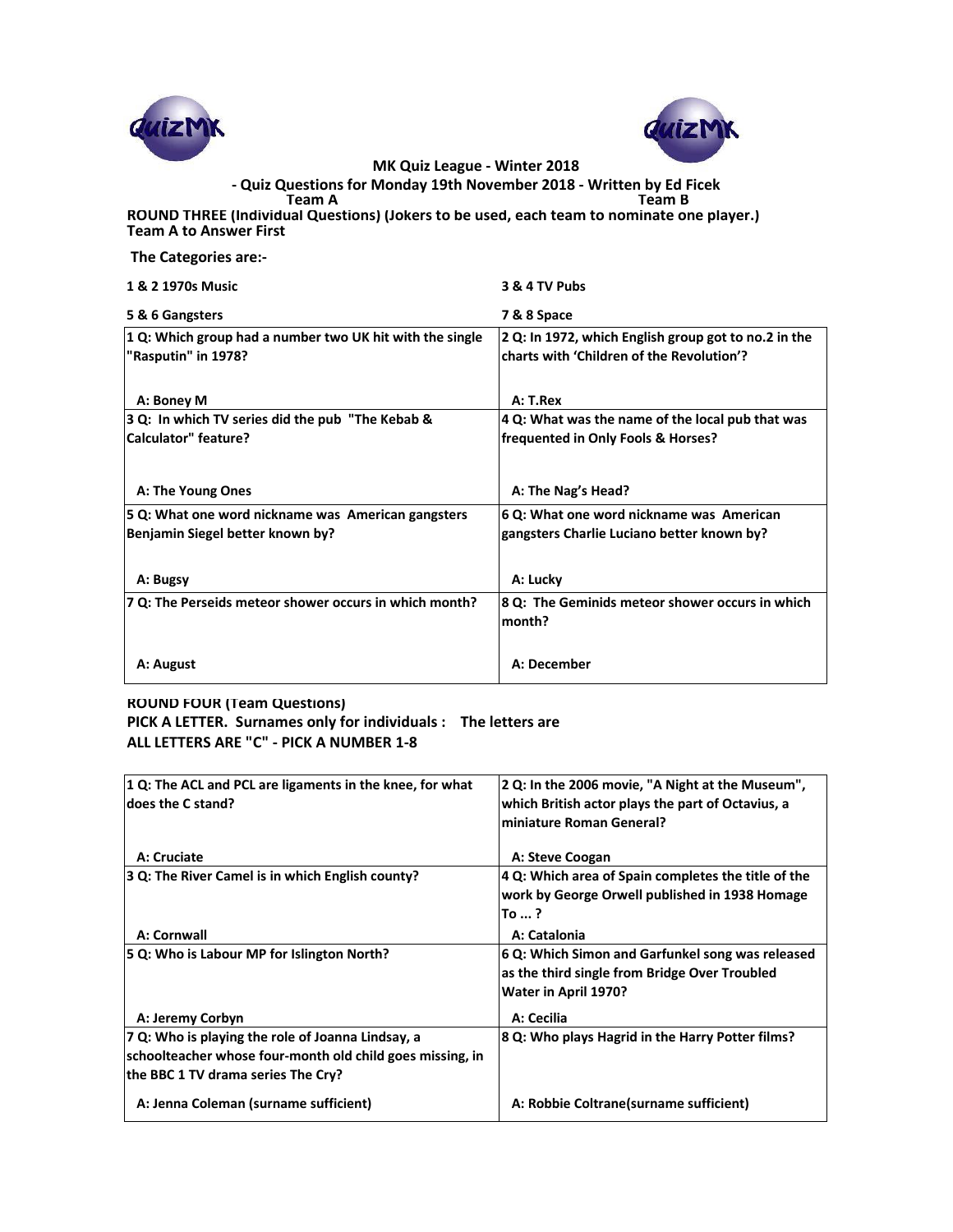**MK Quiz League - Winter 2018**

**- Quiz Questions for Monday 19th November 2018 - Written by Ed Ficek**

**Team A** **Team B**

**ROUND THREE (Individual Questions) (Jokers to be used, each team to nominate one player.)**
**Team A to Answer First**

**The Categories are:-**

| | |
|---|---|
| **1 & 2 1970s Music** | **3 & 4 TV Pubs** |
| **5 & 6 Gangsters** | **7 & 8 Space** |

| | |
|---|---|
| **1 Q: Which group had a number two UK hit with the single "Rasputin" in 1978?**<br><br>**A: Boney M** | **2 Q: In 1972, which English group got to no.2 in the charts with 'Children of the Revolution'?**<br><br>**A: T.Rex** |
| **3 Q: In which TV series did the pub "The Kebab & Calculator" feature?**<br><br>**A: The Young Ones** | **4 Q: What was the name of the local pub that was frequented in Only Fools & Horses?**<br><br>**A: The Nag's Head?** |
| **5 Q: What one word nickname was American gangsters Benjamin Siegel better known by?**<br><br>**A: Bugsy** | **6 Q: What one word nickname was American gangsters Charlie Luciano better known by?**<br><br>**A: Lucky** |
| **7 Q: The Perseids meteor shower occurs in which month?**<br><br>**A: August** | **8 Q: The Geminids meteor shower occurs in which month?**<br><br>**A: December** |

**ROUND FOUR (Team Questions)**
**PICK A LETTER. Surnames only for individuals : The letters are**
**ALL LETTERS ARE "C" - PICK A NUMBER 1-8**

| | |
|---|---|
| **1 Q: The ACL and PCL are ligaments in the knee, for what does the C stand?**<br><br>**A: Cruciate** | **2 Q: In the 2006 movie, "A Night at the Museum", which British actor plays the part of Octavius, a miniature Roman General?**<br><br>**A: Steve Coogan** |
| **3 Q: The River Camel is in which English county?**<br><br>**A: Cornwall** | **4 Q: Which area of Spain completes the title of the work by George Orwell published in 1938 Homage To ... ?**<br><br>**A: Catalonia** |
| **5 Q: Who is Labour MP for Islington North?**<br><br>**A: Jeremy Corbyn** | **6 Q: Which Simon and Garfunkel song was released as the third single from Bridge Over Troubled Water in April 1970?**<br><br>**A: Cecilia** |
| **7 Q: Who is playing the role of Joanna Lindsay, a schoolteacher whose four-month old child goes missing, in the BBC 1 TV drama series The Cry?**<br><br>**A: Jenna Coleman (surname sufficient)** | **8 Q: Who plays Hagrid in the Harry Potter films?**<br><br>**A: Robbie Coltrane(surname sufficient)** |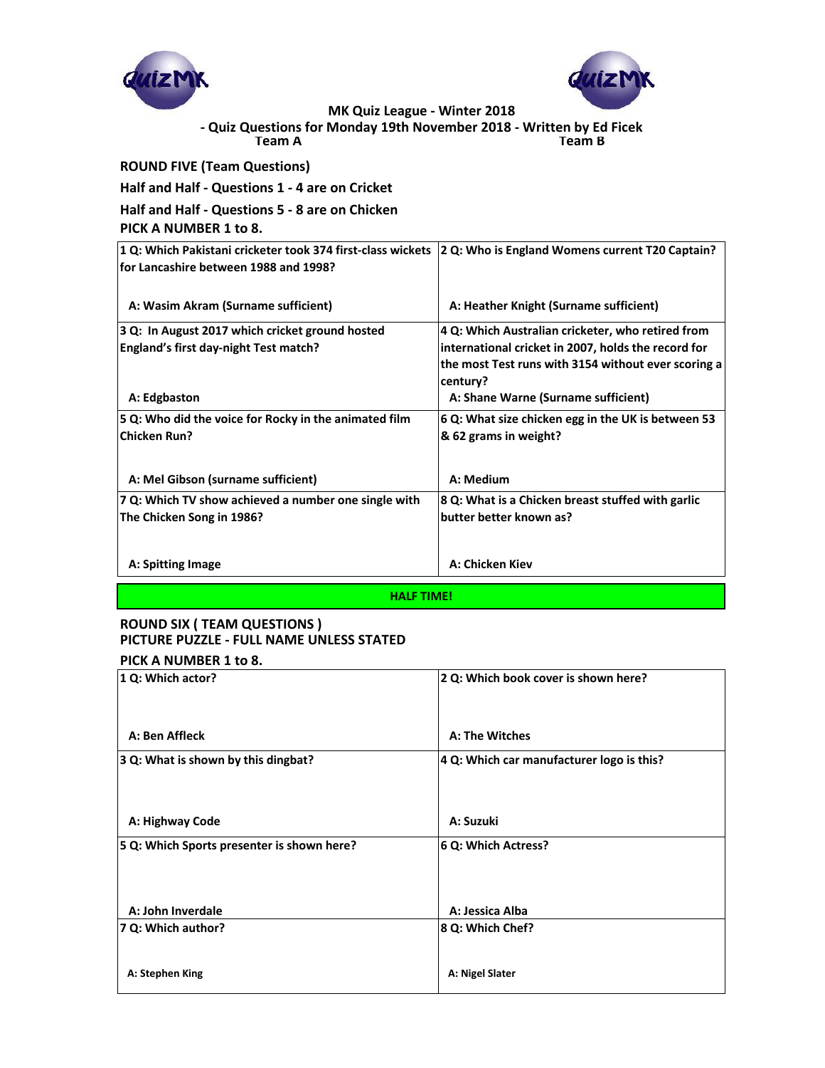**MK Quiz League - Winter 2018**

**- Quiz Questions for Monday 19th November 2018 - Written by Ed Ficek**

**Team A** | **Team B**

## ROUND FIVE (Team Questions)

**Half and Half - Questions 1 - 4 are on Cricket**

**Half and Half - Questions 5 - 8 are on Chicken**

**PICK A NUMBER 1 to 8.**

| Team A | Team B |
|---|---|
| **1 Q: Which Pakistani cricketer took 374 first-class wickets for Lancashire between 1988 and 1998?**<br><br>**A: Wasim Akram (Surname sufficient)** | **2 Q: Who is England Womens current T20 Captain?**<br><br>**A: Heather Knight (Surname sufficient)** |
| **3 Q: In August 2017 which cricket ground hosted England's first day-night Test match?**<br><br>**A: Edgbaston** | **4 Q: Which Australian cricketer, who retired from international cricket in 2007, holds the record for the most Test runs with 3154 without ever scoring a century?**<br><br>**A: Shane Warne (Surname sufficient)** |
| **5 Q: Who did the voice for Rocky in the animated film Chicken Run?**<br><br>**A: Mel Gibson (surname sufficient)** | **6 Q: What size chicken egg in the UK is between 53 & 62 grams in weight?**<br><br>**A: Medium** |
| **7 Q: Which TV show achieved a number one single with The Chicken Song in 1986?**<br><br>**A: Spitting Image** | **8 Q: What is a Chicken breast stuffed with garlic butter better known as?**<br><br>**A: Chicken Kiev** |

**HALF TIME!**

## ROUND SIX ( TEAM QUESTIONS )

**PICTURE PUZZLE - FULL NAME UNLESS STATED**

**PICK A NUMBER 1 to 8.**

| Team A | Team B |
|---|---|
| **1 Q: Which actor?**<br><br>**A: Ben Affleck** | **2 Q: Which book cover is shown here?**<br><br>**A: The Witches** |
| **3 Q: What is shown by this dingbat?**<br><br>**A: Highway Code** | **4 Q: Which car manufacturer logo is this?**<br><br>**A: Suzuki** |
| **5 Q: Which Sports presenter is shown here?**<br><br>**A: John Inverdale** | **6 Q: Which Actress?**<br><br>**A: Jessica Alba** |
| **7 Q: Which author?**<br><br>**A: Stephen King** | **8 Q: Which Chef?**<br><br>**A: Nigel Slater** |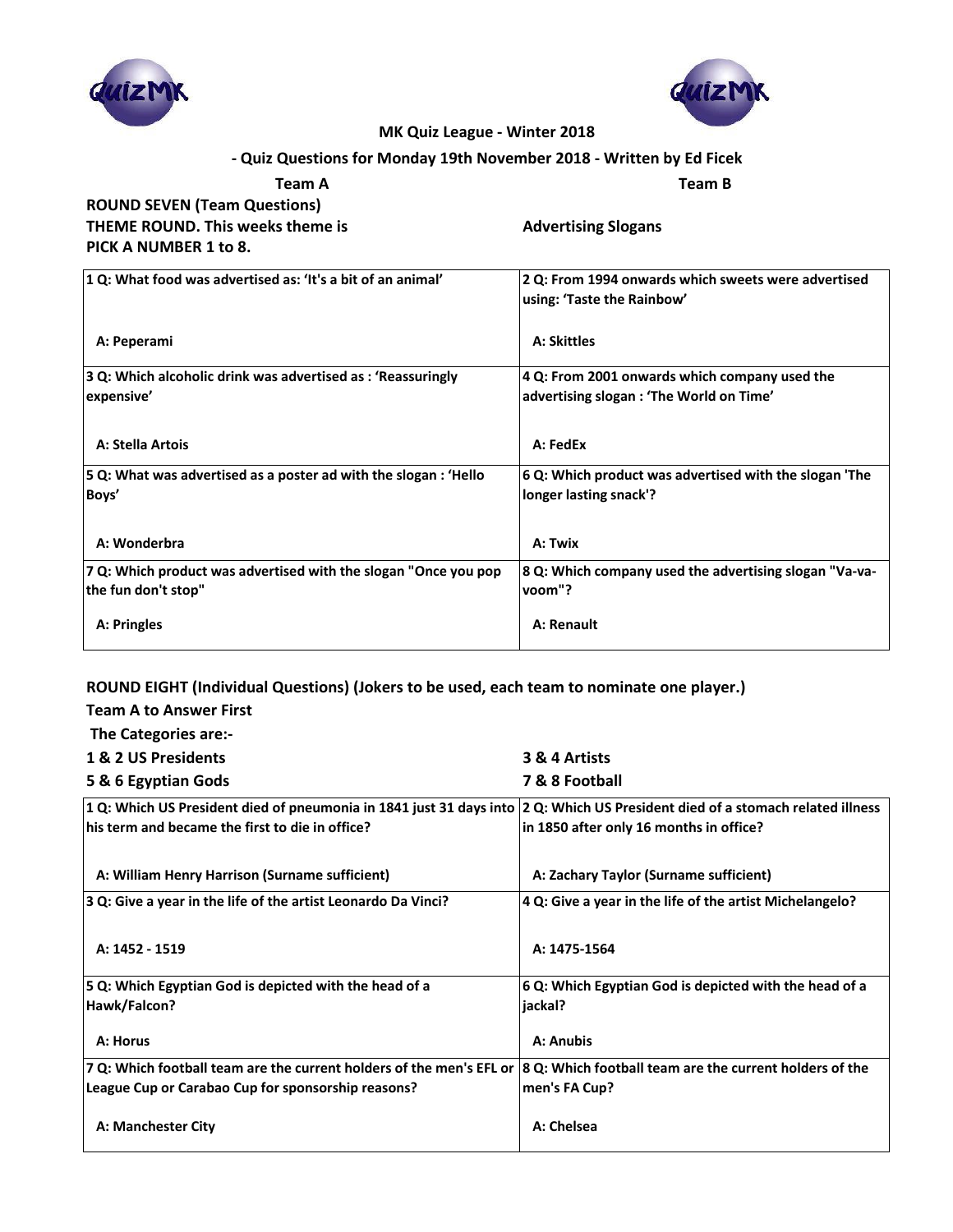MK Quiz League - Winter 2018

- Quiz Questions for Monday 19th November 2018 - Written by Ed Ficek

**Team A** | **Team B**

## ROUND SEVEN (Team Questions)

**THEME ROUND. This weeks theme is** **Advertising Slogans**

**PICK A NUMBER 1 to 8.**

| Team A | Team B |
|---|---|
| **1 Q: What food was advertised as: 'It's a bit of an animal'**<br><br>**A: Peperami** | **2 Q: From 1994 onwards which sweets were advertised using: 'Taste the Rainbow'**<br><br>**A: Skittles** |
| **3 Q: Which alcoholic drink was advertised as : 'Reassuringly expensive'**<br><br>**A: Stella Artois** | **4 Q: From 2001 onwards which company used the advertising slogan : 'The World on Time'**<br><br>**A: FedEx** |
| **5 Q: What was advertised as a poster ad with the slogan : 'Hello Boys'**<br><br>**A: Wonderbra** | **6 Q: Which product was advertised with the slogan 'The longer lasting snack'?**<br><br>**A: Twix** |
| **7 Q: Which product was advertised with the slogan "Once you pop the fun don't stop"**<br><br>**A: Pringles** | **8 Q: Which company used the advertising slogan "Va-va-voom"?**<br><br>**A: Renault** |

## ROUND EIGHT (Individual Questions) (Jokers to be used, each team to nominate one player.)

**Team A to Answer First**

**The Categories are:-**

**1 & 2 US Presidents** | **3 & 4 Artists**

**5 & 6 Egyptian Gods** | **7 & 8 Football**

| Team A | Team B |
|---|---|
| **1 Q: Which US President died of pneumonia in 1841 just 31 days into his term and became the first to die in office?**<br><br>**A: William Henry Harrison (Surname sufficient)** | **2 Q: Which US President died of a stomach related illness in 1850 after only 16 months in office?**<br><br>**A: Zachary Taylor (Surname sufficient)** |
| **3 Q: Give a year in the life of the artist Leonardo Da Vinci?**<br><br>**A: 1452 - 1519** | **4 Q: Give a year in the life of the artist Michelangelo?**<br><br>**A: 1475-1564** |
| **5 Q: Which Egyptian God is depicted with the head of a Hawk/Falcon?**<br><br>**A: Horus** | **6 Q: Which Egyptian God is depicted with the head of a jackal?**<br><br>**A: Anubis** |
| **7 Q: Which football team are the current holders of the men's EFL or League Cup or Carabao Cup for sponsorship reasons?**<br><br>**A: Manchester City** | **8 Q: Which football team are the current holders of the men's FA Cup?**<br><br>**A: Chelsea** |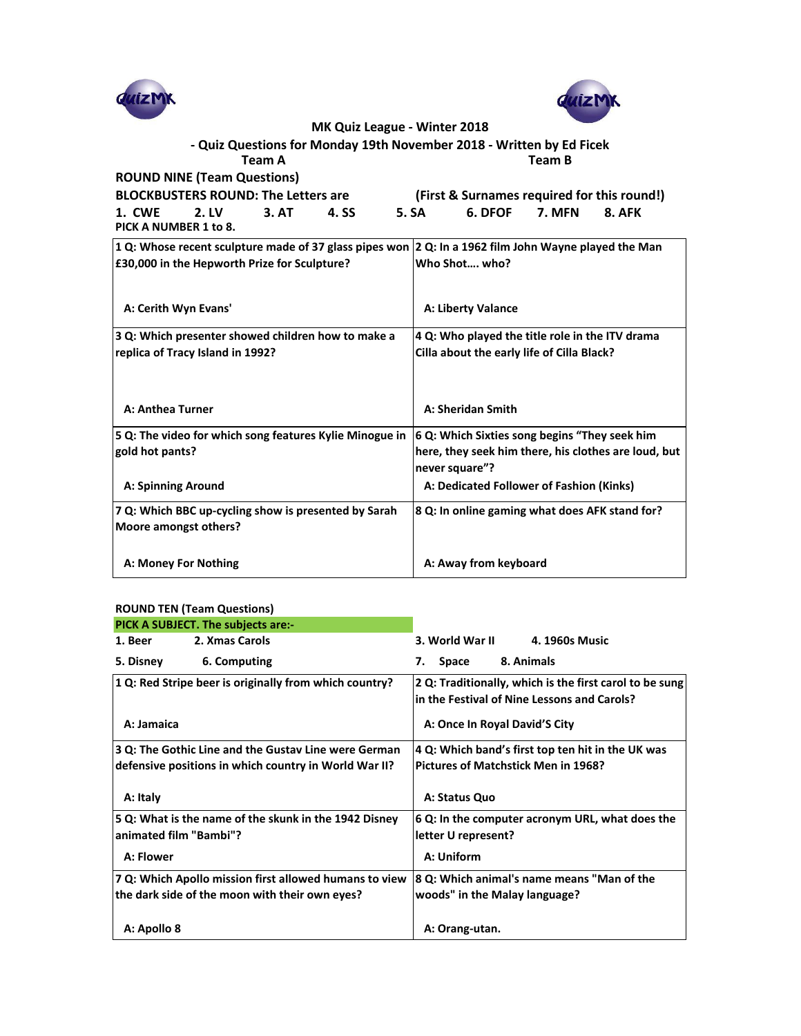MK Quiz League - Winter 2018

- Quiz Questions for Monday 19th November 2018 - Written by Ed Ficek

Team A | Team B

## ROUND NINE (Team Questions)

**BLOCKBUSTERS ROUND: The Letters are** (First & Surnames required for this round!)

**1. CWE 2. LV 3. AT 4. SS 5. SA 6. DFOF 7. MFN 8. AFK**

**PICK A NUMBER 1 to 8.**

| Team A | Team B |
|---|---|
| 1 Q: Whose recent sculpture made of 37 glass pipes won £30,000 in the Hepworth Prize for Sculpture?<br><br>A: Cerith Wyn Evans' | 2 Q: In a 1962 film John Wayne played the Man Who Shot…. who?<br><br>A: Liberty Valance |
| 3 Q: Which presenter showed children how to make a replica of Tracy Island in 1992?<br><br>A: Anthea Turner | 4 Q: Who played the title role in the ITV drama Cilla about the early life of Cilla Black?<br><br>A: Sheridan Smith |
| 5 Q: The video for which song features Kylie Minogue in gold hot pants?<br><br>A: Spinning Around | 6 Q: Which Sixties song begins "They seek him here, they seek him there, his clothes are loud, but never square"?<br><br>A: Dedicated Follower of Fashion (Kinks) |
| 7 Q: Which BBC up-cycling show is presented by Sarah Moore amongst others?<br><br>A: Money For Nothing | 8 Q: In online gaming what does AFK stand for?<br><br>A: Away from keyboard |

## ROUND TEN (Team Questions)

**PICK A SUBJECT. The subjects are:-**

**1. Beer 2. Xmas Carols 3. World War II 4. 1960s Music**

**5. Disney 6. Computing 7. Space 8. Animals**

| Team A | Team B |
|---|---|
| 1 Q: Red Stripe beer is originally from which country?<br><br>A: Jamaica | 2 Q: Traditionally, which is the first carol to be sung in the Festival of Nine Lessons and Carols?<br><br>A: Once In Royal David'S City |
| 3 Q: The Gothic Line and the Gustav Line were German defensive positions in which country in World War II?<br><br>A: Italy | 4 Q: Which band's first top ten hit in the UK was Pictures of Matchstick Men in 1968?<br><br>A: Status Quo |
| 5 Q: What is the name of the skunk in the 1942 Disney animated film "Bambi"?<br><br>A: Flower | 6 Q: In the computer acronym URL, what does the letter U represent?<br><br>A: Uniform |
| 7 Q: Which Apollo mission first allowed humans to view the dark side of the moon with their own eyes?<br><br>A: Apollo 8 | 8 Q: Which animal's name means "Man of the woods" in the Malay language?<br><br>A: Orang-utan. |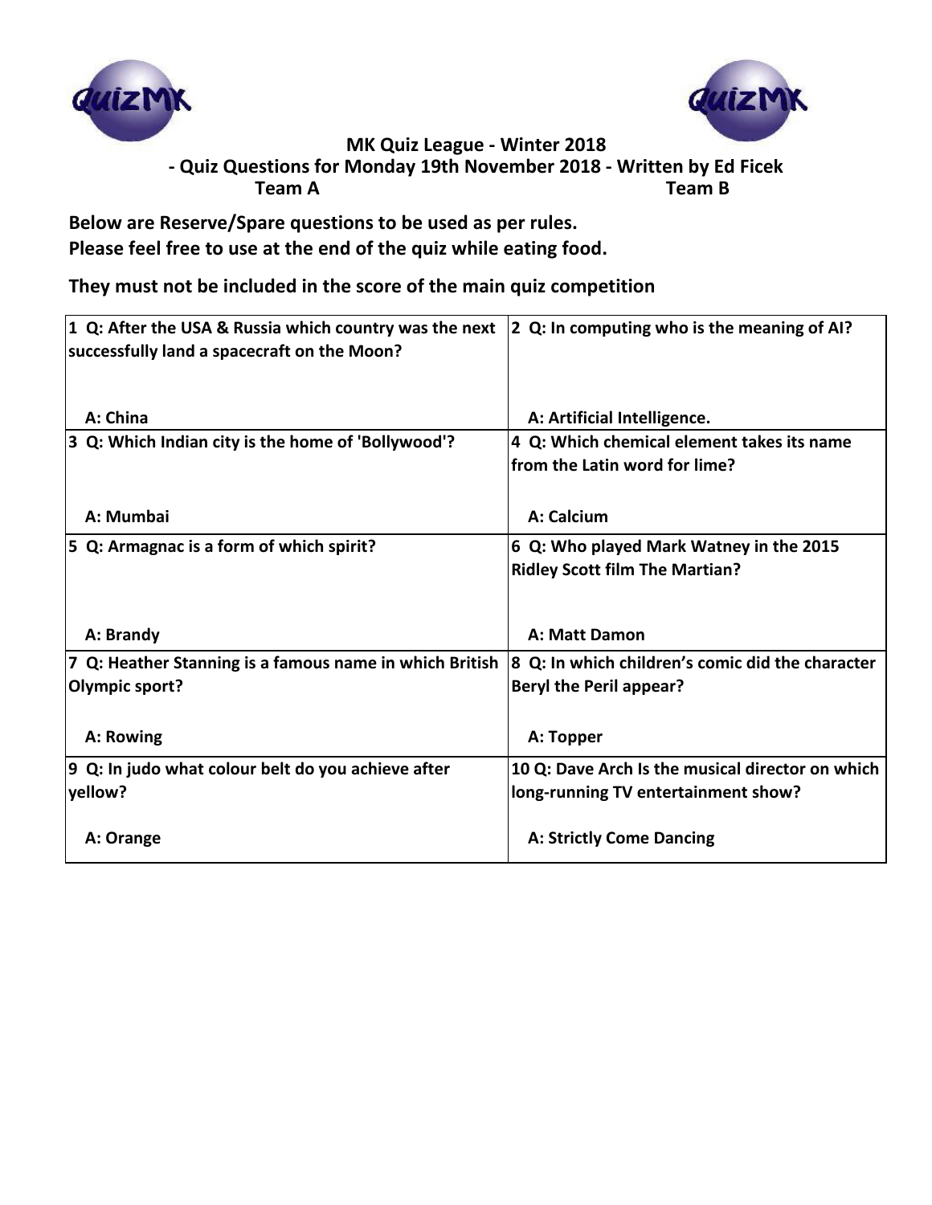**MK Quiz League - Winter 2018**
**- Quiz Questions for Monday 19th November 2018 - Written by Ed Ficek**
**Team A** **Team B**

**Below are Reserve/Spare questions to be used as per rules.**
**Please feel free to use at the end of the quiz while eating food.**

**They must not be included in the score of the main quiz competition**

| | |
|---|---|
| **1 Q: After the USA & Russia which country was the next successfully land a spacecraft on the Moon?**<br><br>**A: China** | **2 Q: In computing who is the meaning of AI?**<br><br>**A: Artificial Intelligence.** |
| **3 Q: Which Indian city is the home of 'Bollywood'?**<br><br>**A: Mumbai** | **4 Q: Which chemical element takes its name from the Latin word for lime?**<br><br>**A: Calcium** |
| **5 Q: Armagnac is a form of which spirit?**<br><br>**A: Brandy** | **6 Q: Who played Mark Watney in the 2015 Ridley Scott film The Martian?**<br><br>**A: Matt Damon** |
| **7 Q: Heather Stanning is a famous name in which British Olympic sport?**<br><br>**A: Rowing** | **8 Q: In which children's comic did the character Beryl the Peril appear?**<br><br>**A: Topper** |
| **9 Q: In judo what colour belt do you achieve after yellow?**<br><br>**A: Orange** | **10 Q: Dave Arch Is the musical director on which long-running TV entertainment show?**<br><br>**A: Strictly Come Dancing** |